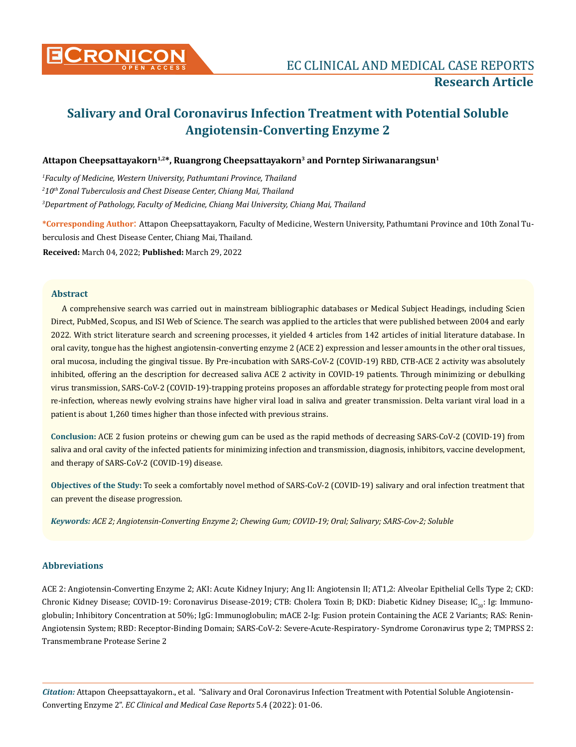**Research Article**

# Salivary and Oral Coronavirus Infection Treatment with Potential Soluble Angiotensin-Converting Enzyme 2

**Attapon Cheepsattayakorn[1,2]*, Ruangrong Cheepsattayakorn[3] and Porntep Siriwanarangsun[1]**

*[1]Faculty of Medicine, Western University, Pathumtani Province, Thailand*

*[2]10th Zonal Tuberculosis and Chest Disease Center, Chiang Mai, Thailand*

*[3]Department of Pathology, Faculty of Medicine, Chiang Mai University, Chiang Mai, Thailand*

**\*Corresponding Author:** Attapon Cheepsattayakorn, Faculty of Medicine, Western University, Pathumtani Province and 10th Zonal Tuberculosis and Chest Disease Center, Chiang Mai, Thailand.

**Received:** March 04, 2022; **Published:** March 29, 2022

## Abstract

A comprehensive search was carried out in mainstream bibliographic databases or Medical Subject Headings, including Scien Direct, PubMed, Scopus, and ISI Web of Science. The search was applied to the articles that were published between 2004 and early 2022. With strict literature search and screening processes, it yielded 4 articles from 142 articles of initial literature database. In oral cavity, tongue has the highest angiotensin-converting enzyme 2 (ACE 2) expression and lesser amounts in the other oral tissues, oral mucosa, including the gingival tissue. By Pre-incubation with SARS-CoV-2 (COVID-19) RBD, CTB-ACE 2 activity was absolutely inhibited, offering an the description for decreased saliva ACE 2 activity in COVID-19 patients. Through minimizing or debulking virus transmission, SARS-CoV-2 (COVID-19)-trapping proteins proposes an affordable strategy for protecting people from most oral re-infection, whereas newly evolving strains have higher viral load in saliva and greater transmission. Delta variant viral load in a patient is about 1,260 times higher than those infected with previous strains.

**Conclusion:** ACE 2 fusion proteins or chewing gum can be used as the rapid methods of decreasing SARS-CoV-2 (COVID-19) from saliva and oral cavity of the infected patients for minimizing infection and transmission, diagnosis, inhibitors, vaccine development, and therapy of SARS-CoV-2 (COVID-19) disease.

**Objectives of the Study:** To seek a comfortably novel method of SARS-CoV-2 (COVID-19) salivary and oral infection treatment that can prevent the disease progression.

***Keywords:*** *ACE 2; Angiotensin-Converting Enzyme 2; Chewing Gum; COVID-19; Oral; Salivary; SARS-Cov-2; Soluble*

## Abbreviations

ACE 2: Angiotensin-Converting Enzyme 2; AKI: Acute Kidney Injury; Ang II: Angiotensin II; AT1,2: Alveolar Epithelial Cells Type 2; CKD: Chronic Kidney Disease; COVID-19: Coronavirus Disease-2019; CTB: Cholera Toxin B; DKD: Diabetic Kidney Disease; $IC_{50}$: Ig: Immunoglobulin; Inhibitory Concentration at 50%; IgG: Immunoglobulin; mACE 2-Ig: Fusion protein Containing the ACE 2 Variants; RAS: Renin-Angiotensin System; RBD: Receptor-Binding Domain; SARS-CoV-2: Severe-Acute-Respiratory- Syndrome Coronavirus type 2; TMPRSS 2: Transmembrane Protease Serine 2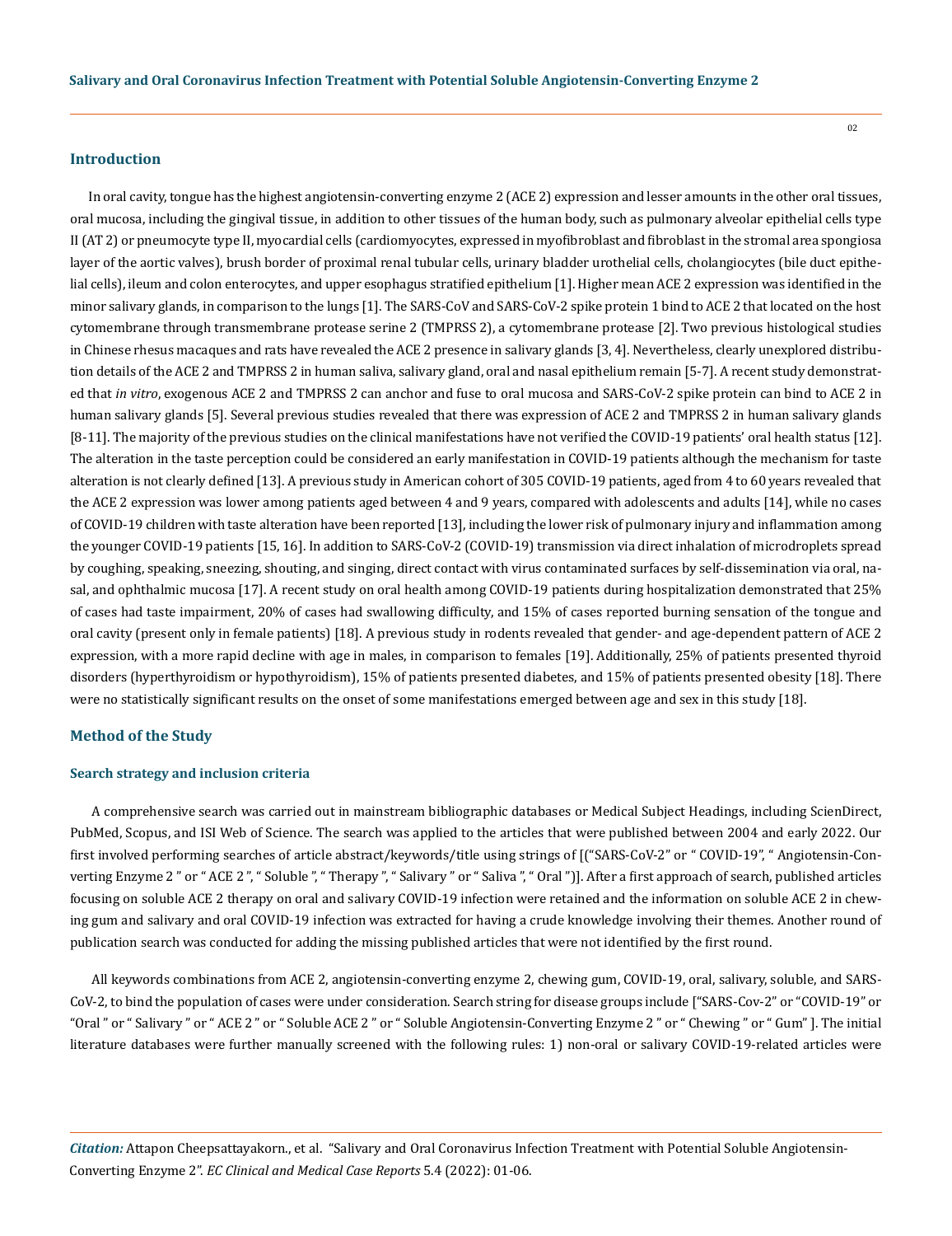## Introduction

In oral cavity, tongue has the highest angiotensin-converting enzyme 2 (ACE 2) expression and lesser amounts in the other oral tissues, oral mucosa, including the gingival tissue, in addition to other tissues of the human body, such as pulmonary alveolar epithelial cells type II (AT 2) or pneumocyte type II, myocardial cells (cardiomyocytes, expressed in myofibroblast and fibroblast in the stromal area spongiosa layer of the aortic valves), brush border of proximal renal tubular cells, urinary bladder urothelial cells, cholangiocytes (bile duct epithelial cells), ileum and colon enterocytes, and upper esophagus stratified epithelium [1]. Higher mean ACE 2 expression was identified in the minor salivary glands, in comparison to the lungs [1]. The SARS-CoV and SARS-CoV-2 spike protein 1 bind to ACE 2 that located on the host cytomembrane through transmembrane protease serine 2 (TMPRSS 2), a cytomembrane protease [2]. Two previous histological studies in Chinese rhesus macaques and rats have revealed the ACE 2 presence in salivary glands [3, 4]. Nevertheless, clearly unexplored distribution details of the ACE 2 and TMPRSS 2 in human saliva, salivary gland, oral and nasal epithelium remain [5-7]. A recent study demonstrated that *in vitro*, exogenous ACE 2 and TMPRSS 2 can anchor and fuse to oral mucosa and SARS-CoV-2 spike protein can bind to ACE 2 in human salivary glands [5]. Several previous studies revealed that there was expression of ACE 2 and TMPRSS 2 in human salivary glands [8-11]. The majority of the previous studies on the clinical manifestations have not verified the COVID-19 patients' oral health status [12]. The alteration in the taste perception could be considered an early manifestation in COVID-19 patients although the mechanism for taste alteration is not clearly defined [13]. A previous study in American cohort of 305 COVID-19 patients, aged from 4 to 60 years revealed that the ACE 2 expression was lower among patients aged between 4 and 9 years, compared with adolescents and adults [14], while no cases of COVID-19 children with taste alteration have been reported [13], including the lower risk of pulmonary injury and inflammation among the younger COVID-19 patients [15, 16]. In addition to SARS-CoV-2 (COVID-19) transmission via direct inhalation of microdroplets spread by coughing, speaking, sneezing, shouting, and singing, direct contact with virus contaminated surfaces by self-dissemination via oral, nasal, and ophthalmic mucosa [17]. A recent study on oral health among COVID-19 patients during hospitalization demonstrated that 25% of cases had taste impairment, 20% of cases had swallowing difficulty, and 15% of cases reported burning sensation of the tongue and oral cavity (present only in female patients) [18]. A previous study in rodents revealed that gender- and age-dependent pattern of ACE 2 expression, with a more rapid decline with age in males, in comparison to females [19]. Additionally, 25% of patients presented thyroid disorders (hyperthyroidism or hypothyroidism), 15% of patients presented diabetes, and 15% of patients presented obesity [18]. There were no statistically significant results on the onset of some manifestations emerged between age and sex in this study [18].

## Method of the Study

### Search strategy and inclusion criteria

A comprehensive search was carried out in mainstream bibliographic databases or Medical Subject Headings, including ScienDirect, PubMed, Scopus, and ISI Web of Science. The search was applied to the articles that were published between 2004 and early 2022. Our first involved performing searches of article abstract/keywords/title using strings of [("SARS-CoV-2" or " COVID-19", " Angiotensin-Converting Enzyme 2 " or " ACE 2 ", " Soluble ", " Therapy ", " Salivary " or " Saliva ", " Oral ")]. After a first approach of search, published articles focusing on soluble ACE 2 therapy on oral and salivary COVID-19 infection were retained and the information on soluble ACE 2 in chewing gum and salivary and oral COVID-19 infection was extracted for having a crude knowledge involving their themes. Another round of publication search was conducted for adding the missing published articles that were not identified by the first round.

All keywords combinations from ACE 2, angiotensin-converting enzyme 2, chewing gum, COVID-19, oral, salivary, soluble, and SARS-CoV-2, to bind the population of cases were under consideration. Search string for disease groups include ["SARS-Cov-2" or "COVID-19" or "Oral " or " Salivary " or " ACE 2 " or " Soluble ACE 2 " or " Soluble Angiotensin-Converting Enzyme 2 " or " Chewing " or " Gum" ]. The initial literature databases were further manually screened with the following rules: 1) non-oral or salivary COVID-19-related articles were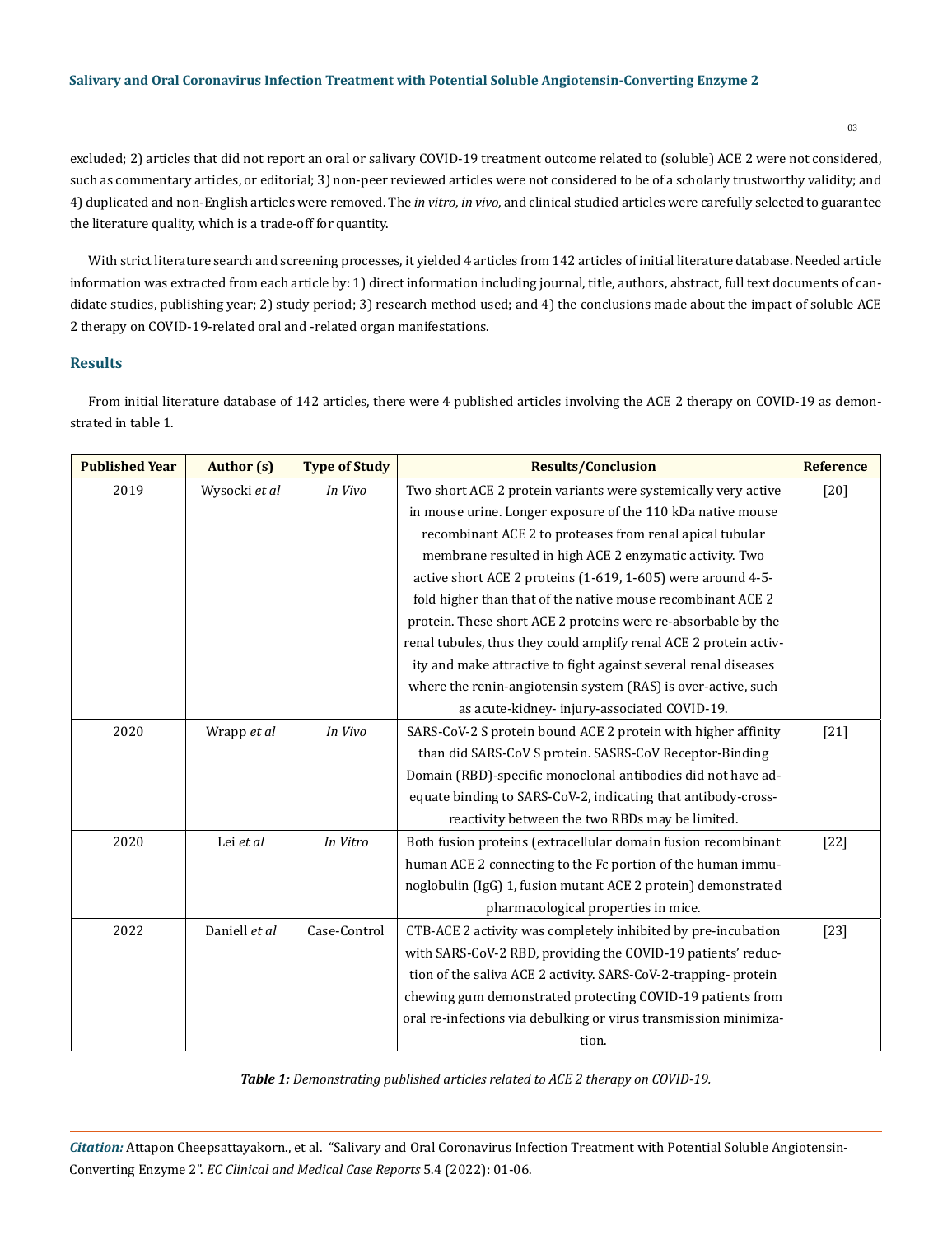excluded; 2) articles that did not report an oral or salivary COVID-19 treatment outcome related to (soluble) ACE 2 were not considered, such as commentary articles, or editorial; 3) non-peer reviewed articles were not considered to be of a scholarly trustworthy validity; and 4) duplicated and non-English articles were removed. The *in vitro*, *in vivo*, and clinical studied articles were carefully selected to guarantee the literature quality, which is a trade-off for quantity.

With strict literature search and screening processes, it yielded 4 articles from 142 articles of initial literature database. Needed article information was extracted from each article by: 1) direct information including journal, title, authors, abstract, full text documents of candidate studies, publishing year; 2) study period; 3) research method used; and 4) the conclusions made about the impact of soluble ACE 2 therapy on COVID-19-related oral and -related organ manifestations.

## Results

From initial literature database of 142 articles, there were 4 published articles involving the ACE 2 therapy on COVID-19 as demonstrated in table 1.

| Published Year | Author (s) | Type of Study | Results/Conclusion | Reference |
|---|---|---|---|---|
| 2019 | Wysocki *et al* | *In Vivo* | Two short ACE 2 protein variants were systemically very active in mouse urine. Longer exposure of the 110 kDa native mouse recombinant ACE 2 to proteases from renal apical tubular membrane resulted in high ACE 2 enzymatic activity. Two active short ACE 2 proteins (1-619, 1-605) were around 4-5-fold higher than that of the native mouse recombinant ACE 2 protein. These short ACE 2 proteins were re-absorbable by the renal tubules, thus they could amplify renal ACE 2 protein activity and make attractive to fight against several renal diseases where the renin-angiotensin system (RAS) is over-active, such as acute-kidney- injury-associated COVID-19. | [20] |
| 2020 | Wrapp *et al* | *In Vivo* | SARS-CoV-2 S protein bound ACE 2 protein with higher affinity than did SARS-CoV S protein. SASRS-CoV Receptor-Binding Domain (RBD)-specific monoclonal antibodies did not have adequate binding to SARS-CoV-2, indicating that antibody-cross-reactivity between the two RBDs may be limited. | [21] |
| 2020 | Lei *et al* | *In Vitro* | Both fusion proteins (extracellular domain fusion recombinant human ACE 2 connecting to the Fc portion of the human immunoglobulin (IgG) 1, fusion mutant ACE 2 protein) demonstrated pharmacological properties in mice. | [22] |
| 2022 | Daniell *et al* | Case-Control | CTB-ACE 2 activity was completely inhibited by pre-incubation with SARS-CoV-2 RBD, providing the COVID-19 patients' reduction of the saliva ACE 2 activity. SARS-CoV-2-trapping- protein chewing gum demonstrated protecting COVID-19 patients from oral re-infections via debulking or virus transmission minimization. | [23] |

***Table 1:*** *Demonstrating published articles related to ACE 2 therapy on COVID-19.*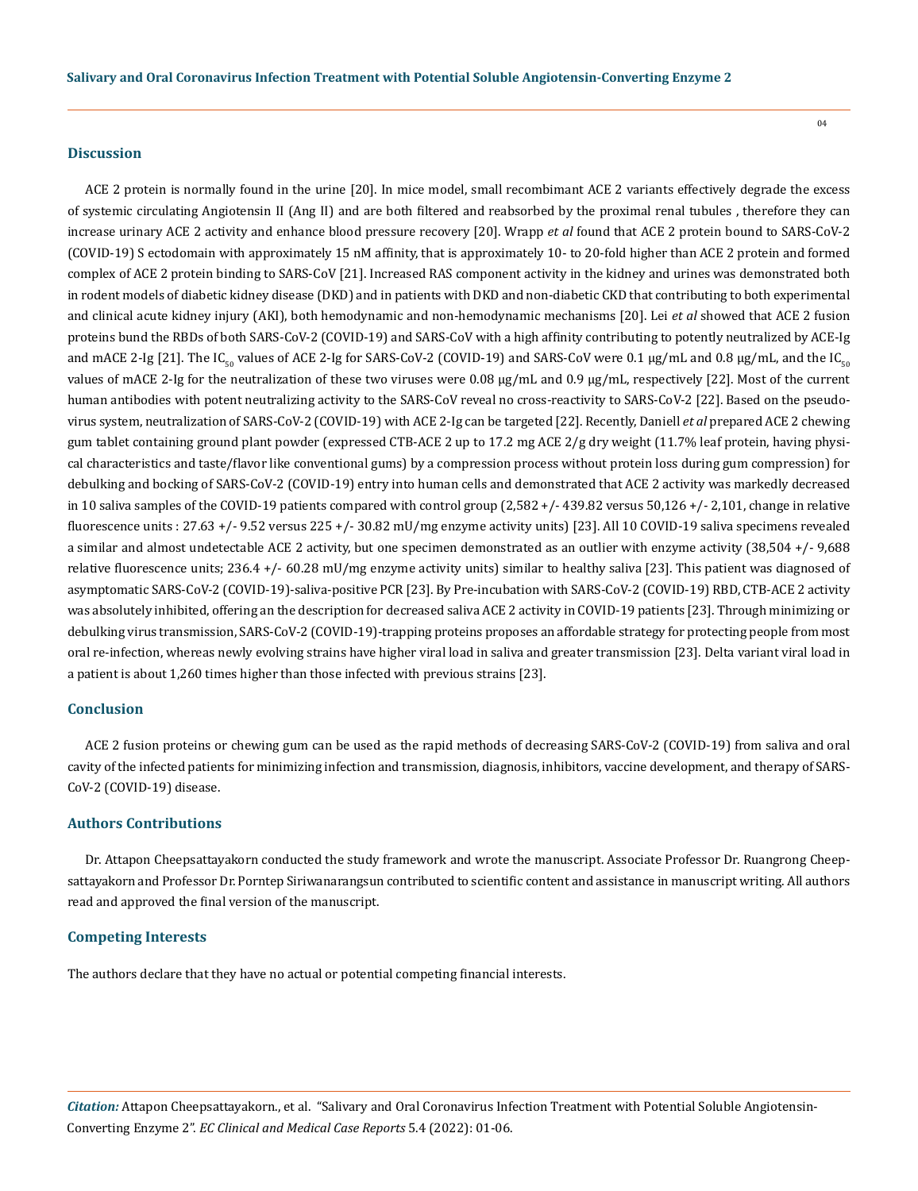## Discussion

ACE 2 protein is normally found in the urine [20]. In mice model, small recombimant ACE 2 variants effectively degrade the excess of systemic circulating Angiotensin II (Ang II) and are both filtered and reabsorbed by the proximal renal tubules , therefore they can increase urinary ACE 2 activity and enhance blood pressure recovery [20]. Wrapp *et al* found that ACE 2 protein bound to SARS-CoV-2 (COVID-19) S ectodomain with approximately 15 nM affinity, that is approximately 10- to 20-fold higher than ACE 2 protein and formed complex of ACE 2 protein binding to SARS-CoV [21]. Increased RAS component activity in the kidney and urines was demonstrated both in rodent models of diabetic kidney disease (DKD) and in patients with DKD and non-diabetic CKD that contributing to both experimental and clinical acute kidney injury (AKI), both hemodynamic and non-hemodynamic mechanisms [20]. Lei *et al* showed that ACE 2 fusion proteins bund the RBDs of both SARS-CoV-2 (COVID-19) and SARS-CoV with a high affinity contributing to potently neutralized by ACE-Ig and mACE 2-Ig [21]. The $IC_{50}$ values of ACE 2-Ig for SARS-CoV-2 (COVID-19) and SARS-CoV were 0.1 µg/mL and 0.8 µg/mL, and the $IC_{50}$ values of mACE 2-Ig for the neutralization of these two viruses were 0.08 µg/mL and 0.9 µg/mL, respectively [22]. Most of the current human antibodies with potent neutralizing activity to the SARS-CoV reveal no cross-reactivity to SARS-CoV-2 [22]. Based on the pseudovirus system, neutralization of SARS-CoV-2 (COVID-19) with ACE 2-Ig can be targeted [22]. Recently, Daniell *et al* prepared ACE 2 chewing gum tablet containing ground plant powder (expressed CTB-ACE 2 up to 17.2 mg ACE 2/g dry weight (11.7% leaf protein, having physical characteristics and taste/flavor like conventional gums) by a compression process without protein loss during gum compression) for debulking and bocking of SARS-CoV-2 (COVID-19) entry into human cells and demonstrated that ACE 2 activity was markedly decreased in 10 saliva samples of the COVID-19 patients compared with control group (2,582 +/- 439.82 versus 50,126 +/- 2,101, change in relative fluorescence units : 27.63 +/- 9.52 versus 225 +/- 30.82 mU/mg enzyme activity units) [23]. All 10 COVID-19 saliva specimens revealed a similar and almost undetectable ACE 2 activity, but one specimen demonstrated as an outlier with enzyme activity (38,504 +/- 9,688 relative fluorescence units; 236.4 +/- 60.28 mU/mg enzyme activity units) similar to healthy saliva [23]. This patient was diagnosed of asymptomatic SARS-CoV-2 (COVID-19)-saliva-positive PCR [23]. By Pre-incubation with SARS-CoV-2 (COVID-19) RBD, CTB-ACE 2 activity was absolutely inhibited, offering an the description for decreased saliva ACE 2 activity in COVID-19 patients [23]. Through minimizing or debulking virus transmission, SARS-CoV-2 (COVID-19)-trapping proteins proposes an affordable strategy for protecting people from most oral re-infection, whereas newly evolving strains have higher viral load in saliva and greater transmission [23]. Delta variant viral load in a patient is about 1,260 times higher than those infected with previous strains [23].

## Conclusion

ACE 2 fusion proteins or chewing gum can be used as the rapid methods of decreasing SARS-CoV-2 (COVID-19) from saliva and oral cavity of the infected patients for minimizing infection and transmission, diagnosis, inhibitors, vaccine development, and therapy of SARS-CoV-2 (COVID-19) disease.

## Authors Contributions

Dr. Attapon Cheepsattayakorn conducted the study framework and wrote the manuscript. Associate Professor Dr. Ruangrong Cheepsattayakorn and Professor Dr. Porntep Siriwanarangsun contributed to scientific content and assistance in manuscript writing. All authors read and approved the final version of the manuscript.

## Competing Interests

The authors declare that they have no actual or potential competing financial interests.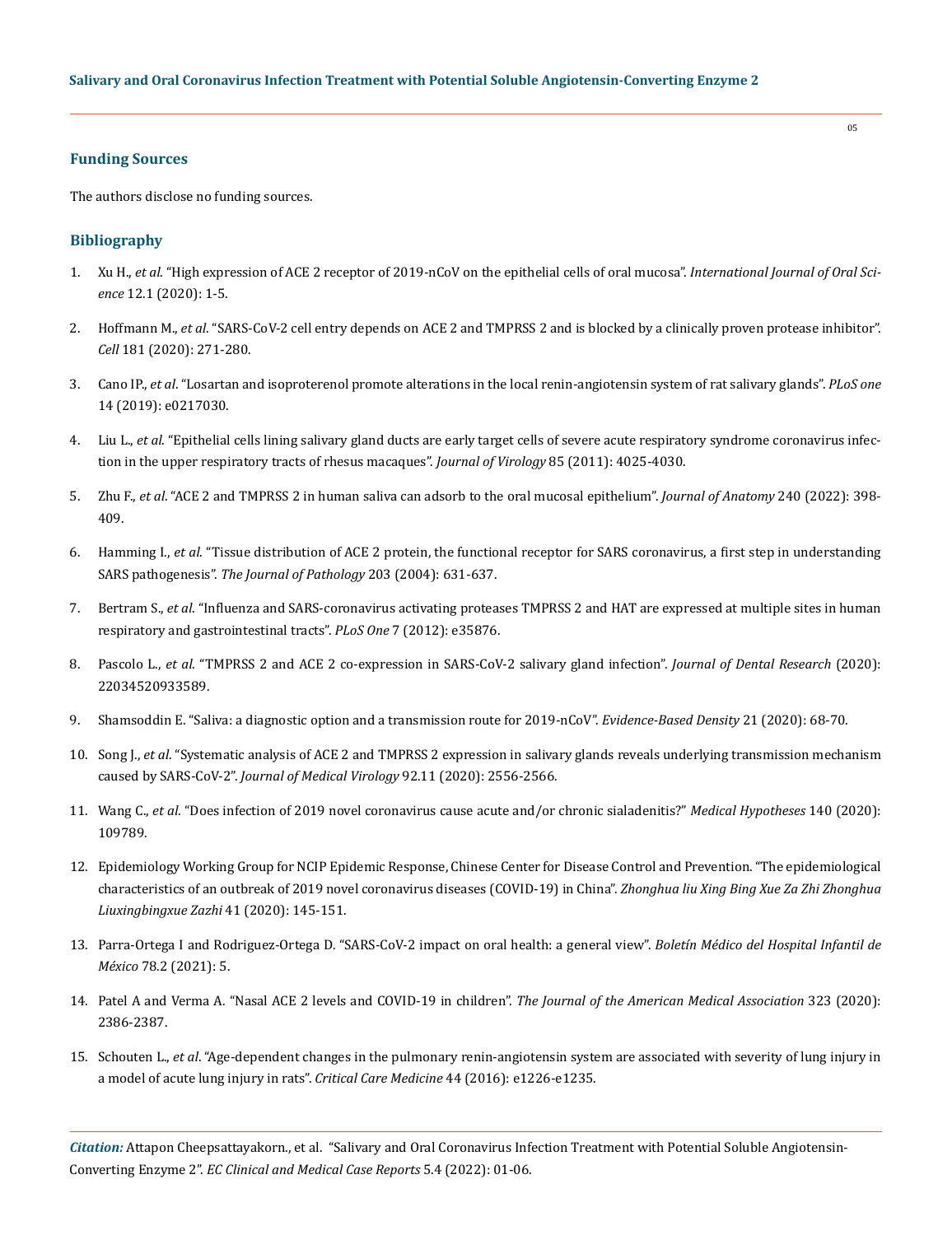### Funding Sources

The authors disclose no funding sources.

### Bibliography

1. Xu H., *et al*. "High expression of ACE 2 receptor of 2019-nCoV on the epithelial cells of oral mucosa". *International Journal of Oral Science* 12.1 (2020): 1-5.
2. Hoffmann M., *et al*. "SARS-CoV-2 cell entry depends on ACE 2 and TMPRSS 2 and is blocked by a clinically proven protease inhibitor". *Cell* 181 (2020): 271-280.
3. Cano IP., *et al*. "Losartan and isoproterenol promote alterations in the local renin-angiotensin system of rat salivary glands". *PLoS one* 14 (2019): e0217030.
4. Liu L., *et al*. "Epithelial cells lining salivary gland ducts are early target cells of severe acute respiratory syndrome coronavirus infection in the upper respiratory tracts of rhesus macaques". *Journal of Virology* 85 (2011): 4025-4030.
5. Zhu F., *et al*. "ACE 2 and TMPRSS 2 in human saliva can adsorb to the oral mucosal epithelium". *Journal of Anatomy* 240 (2022): 398-409.
6. Hamming I., *et al*. "Tissue distribution of ACE 2 protein, the functional receptor for SARS coronavirus, a first step in understanding SARS pathogenesis". *The Journal of Pathology* 203 (2004): 631-637.
7. Bertram S., *et al*. "Influenza and SARS-coronavirus activating proteases TMPRSS 2 and HAT are expressed at multiple sites in human respiratory and gastrointestinal tracts". *PLoS One* 7 (2012): e35876.
8. Pascolo L., *et al*. "TMPRSS 2 and ACE 2 co-expression in SARS-CoV-2 salivary gland infection". *Journal of Dental Research* (2020): 22034520933589.
9. Shamsoddin E. "Saliva: a diagnostic option and a transmission route for 2019-nCoV". *Evidence-Based Density* 21 (2020): 68-70.
10. Song J., *et al*. "Systematic analysis of ACE 2 and TMPRSS 2 expression in salivary glands reveals underlying transmission mechanism caused by SARS-CoV-2". *Journal of Medical Virology* 92.11 (2020): 2556-2566.
11. Wang C., *et al*. "Does infection of 2019 novel coronavirus cause acute and/or chronic sialadenitis?" *Medical Hypotheses* 140 (2020): 109789.
12. Epidemiology Working Group for NCIP Epidemic Response, Chinese Center for Disease Control and Prevention. "The epidemiological characteristics of an outbreak of 2019 novel coronavirus diseases (COVID-19) in China". *Zhonghua liu Xing Bing Xue Za Zhi Zhonghua Liuxingbingxue Zazhi* 41 (2020): 145-151.
13. Parra-Ortega I and Rodriguez-Ortega D. "SARS-CoV-2 impact on oral health: a general view". *Boletín Médico del Hospital Infantil de México* 78.2 (2021): 5.
14. Patel A and Verma A. "Nasal ACE 2 levels and COVID-19 in children". *The Journal of the American Medical Association* 323 (2020): 2386-2387.
15. Schouten L., *et al*. "Age-dependent changes in the pulmonary renin-angiotensin system are associated with severity of lung injury in a model of acute lung injury in rats". *Critical Care Medicine* 44 (2016): e1226-e1235.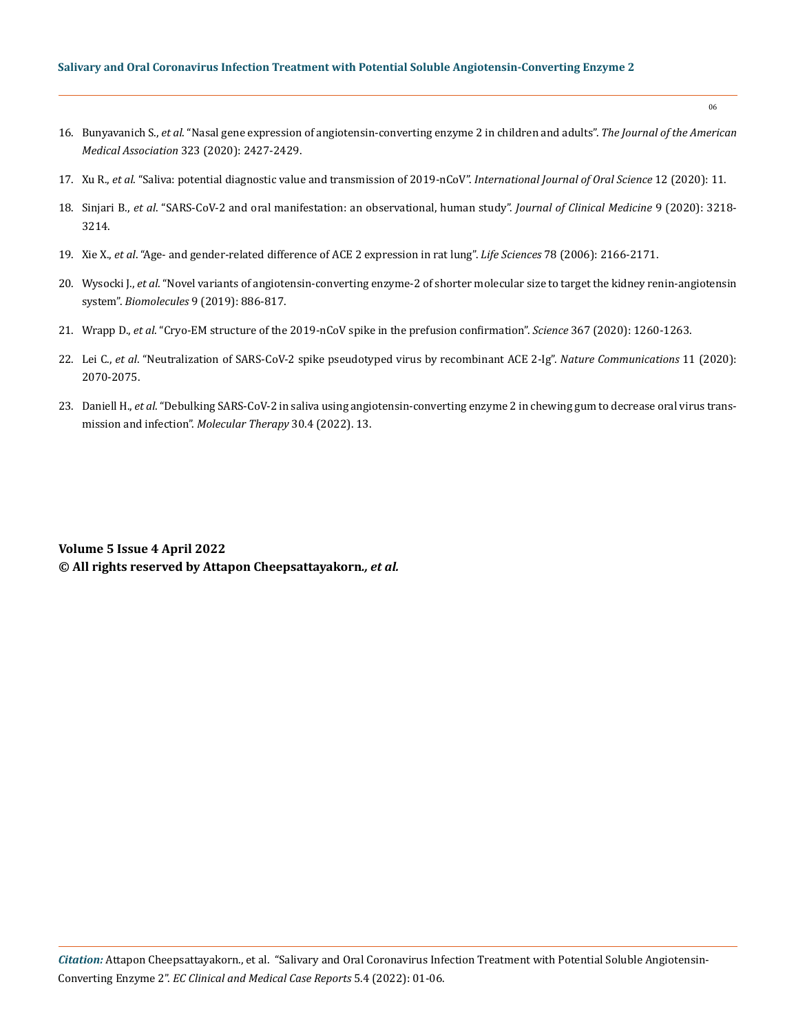16. Bunyavanich S., *et al*. "Nasal gene expression of angiotensin-converting enzyme 2 in children and adults". *The Journal of the American Medical Association* 323 (2020): 2427-2429.

17. Xu R., *et al*. "Saliva: potential diagnostic value and transmission of 2019-nCoV". *International Journal of Oral Science* 12 (2020): 11.

18. Sinjari B., *et al*. "SARS-CoV-2 and oral manifestation: an observational, human study". *Journal of Clinical Medicine* 9 (2020): 3218-3214.

19. Xie X., *et al*. "Age- and gender-related difference of ACE 2 expression in rat lung". *Life Sciences* 78 (2006): 2166-2171.

20. Wysocki J., *et al*. "Novel variants of angiotensin-converting enzyme-2 of shorter molecular size to target the kidney renin-angiotensin system". *Biomolecules* 9 (2019): 886-817.

21. Wrapp D., *et al*. "Cryo-EM structure of the 2019-nCoV spike in the prefusion confirmation". *Science* 367 (2020): 1260-1263.

22. Lei C., *et al*. "Neutralization of SARS-CoV-2 spike pseudotyped virus by recombinant ACE 2-Ig". *Nature Communications* 11 (2020): 2070-2075.

23. Daniell H., *et al*. "Debulking SARS-CoV-2 in saliva using angiotensin-converting enzyme 2 in chewing gum to decrease oral virus transmission and infection". *Molecular Therapy* 30.4 (2022). 13.

**Volume 5 Issue 4 April 2022**
**© All rights reserved by Attapon Cheepsattayakorn*., et al.***